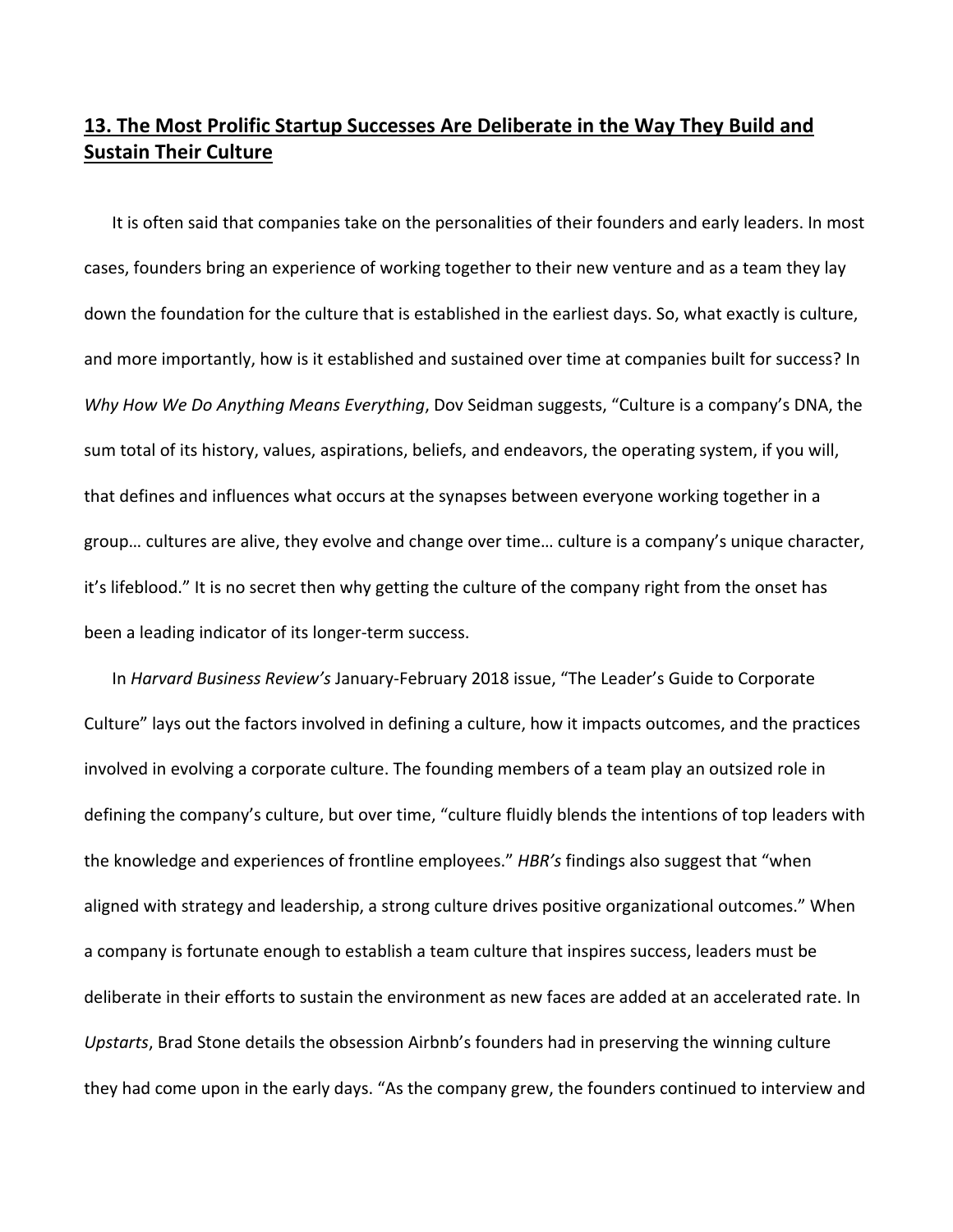## **13. The Most Prolific Startup Successes Are Deliberate in the Way They Build and Sustain Their Culture**

It is often said that companies take on the personalities of their founders and early leaders. In most cases, founders bring an experience of working together to their new venture and as a team they lay down the foundation for the culture that is established in the earliest days. So, what exactly is culture, and more importantly, how is it established and sustained over time at companies built for success? In *Why How We Do Anything Means Everything*, Dov Seidman suggests, "Culture is a company's DNA, the sum total of its history, values, aspirations, beliefs, and endeavors, the operating system, if you will, that defines and influences what occurs at the synapses between everyone working together in a group… cultures are alive, they evolve and change over time… culture is a company's unique character, it's lifeblood." It is no secret then why getting the culture of the company right from the onset has been a leading indicator of its longer-term success.

In *Harvard Business Review's* January-February 2018 issue, "The Leader's Guide to Corporate Culture" lays out the factors involved in defining a culture, how it impacts outcomes, and the practices involved in evolving a corporate culture. The founding members of a team play an outsized role in defining the company's culture, but over time, "culture fluidly blends the intentions of top leaders with the knowledge and experiences of frontline employees." *HBR's* findings also suggest that "when aligned with strategy and leadership, a strong culture drives positive organizational outcomes." When a company is fortunate enough to establish a team culture that inspires success, leaders must be deliberate in their efforts to sustain the environment as new faces are added at an accelerated rate. In *Upstarts*, Brad Stone details the obsession Airbnb's founders had in preserving the winning culture they had come upon in the early days. "As the company grew, the founders continued to interview and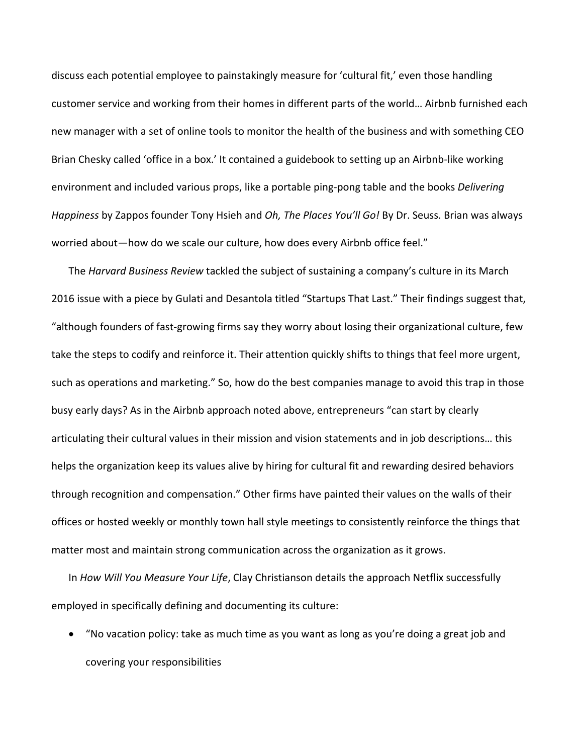discuss each potential employee to painstakingly measure for 'cultural fit,' even those handling customer service and working from their homes in different parts of the world… Airbnb furnished each new manager with a set of online tools to monitor the health of the business and with something CEO Brian Chesky called 'office in a box.' It contained a guidebook to setting up an Airbnb-like working environment and included various props, like a portable ping-pong table and the books *Delivering Happiness* by Zappos founder Tony Hsieh and *Oh, The Places You'll Go!* By Dr. Seuss. Brian was always worried about—how do we scale our culture, how does every Airbnb office feel."

The *Harvard Business Review* tackled the subject of sustaining a company's culture in its March 2016 issue with a piece by Gulati and Desantola titled "Startups That Last." Their findings suggest that, "although founders of fast-growing firms say they worry about losing their organizational culture, few take the steps to codify and reinforce it. Their attention quickly shifts to things that feel more urgent, such as operations and marketing." So, how do the best companies manage to avoid this trap in those busy early days? As in the Airbnb approach noted above, entrepreneurs "can start by clearly articulating their cultural values in their mission and vision statements and in job descriptions… this helps the organization keep its values alive by hiring for cultural fit and rewarding desired behaviors through recognition and compensation." Other firms have painted their values on the walls of their offices or hosted weekly or monthly town hall style meetings to consistently reinforce the things that matter most and maintain strong communication across the organization as it grows.

In *How Will You Measure Your Life*, Clay Christianson details the approach Netflix successfully employed in specifically defining and documenting its culture:

- "No vacation policy: take as much time as you want as long as you're doing a great job and covering your responsibilities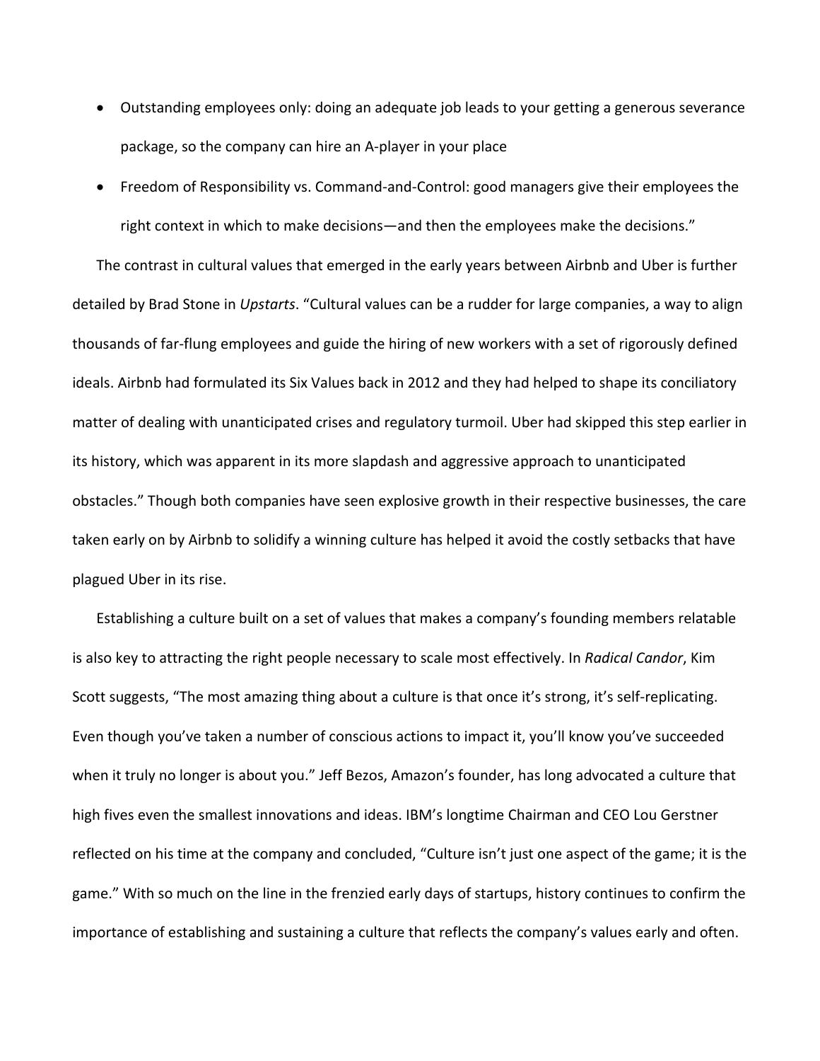- Outstanding employees only: doing an adequate job leads to your getting a generous severance package, so the company can hire an A-player in your place
- Freedom of Responsibility vs. Command-and-Control: good managers give their employees the right context in which to make decisions—and then the employees make the decisions."

The contrast in cultural values that emerged in the early years between Airbnb and Uber is further detailed by Brad Stone in *Upstarts*. "Cultural values can be a rudder for large companies, a way to align thousands of far-flung employees and guide the hiring of new workers with a set of rigorously defined ideals. Airbnb had formulated its Six Values back in 2012 and they had helped to shape its conciliatory matter of dealing with unanticipated crises and regulatory turmoil. Uber had skipped this step earlier in its history, which was apparent in its more slapdash and aggressive approach to unanticipated obstacles." Though both companies have seen explosive growth in their respective businesses, the care taken early on by Airbnb to solidify a winning culture has helped it avoid the costly setbacks that have plagued Uber in its rise.

Establishing a culture built on a set of values that makes a company's founding members relatable is also key to attracting the right people necessary to scale most effectively. In *Radical Candor*, Kim Scott suggests, "The most amazing thing about a culture is that once it's strong, it's self-replicating. Even though you've taken a number of conscious actions to impact it, you'll know you've succeeded when it truly no longer is about you." Jeff Bezos, Amazon's founder, has long advocated a culture that high fives even the smallest innovations and ideas. IBM's longtime Chairman and CEO Lou Gerstner reflected on his time at the company and concluded, "Culture isn't just one aspect of the game; it is the game." With so much on the line in the frenzied early days of startups, history continues to confirm the importance of establishing and sustaining a culture that reflects the company's values early and often.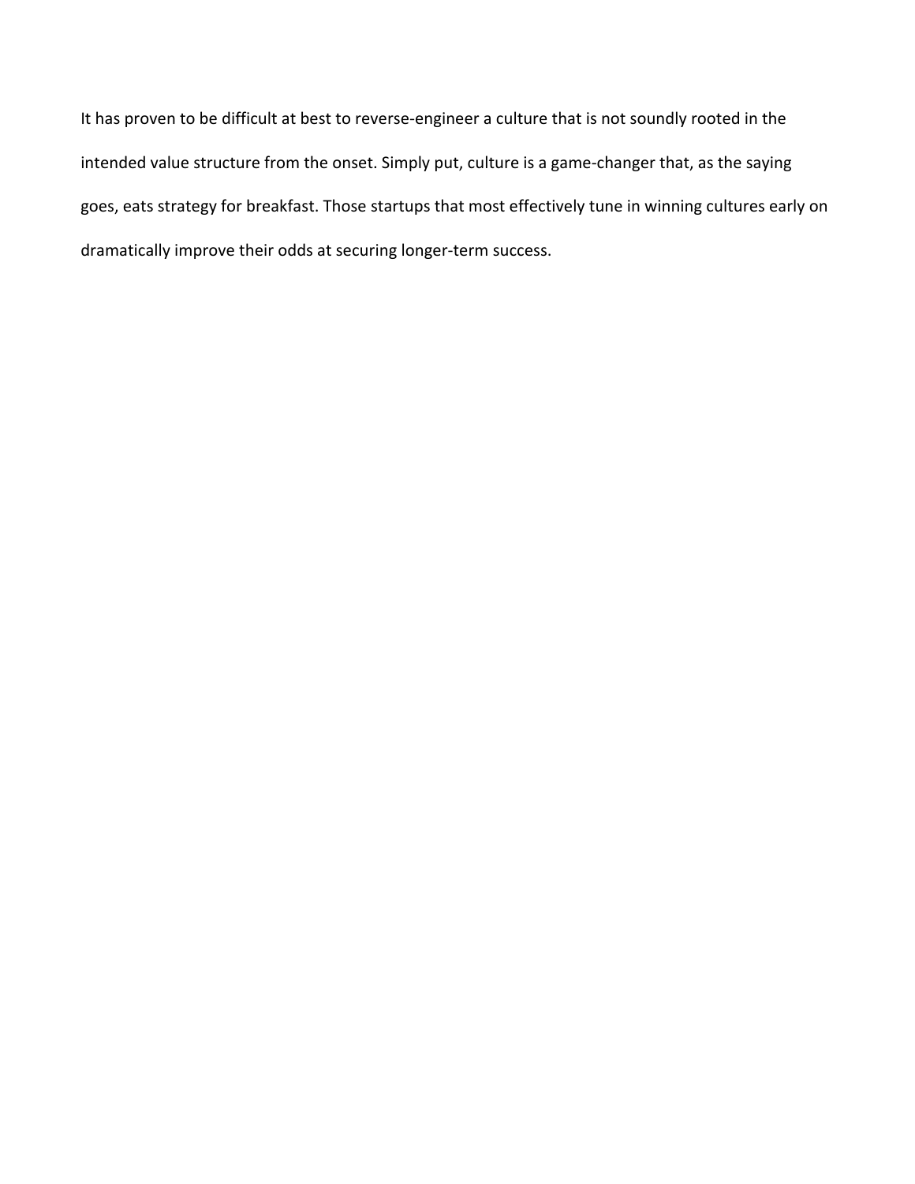It has proven to be difficult at best to reverse-engineer a culture that is not soundly rooted in the intended value structure from the onset. Simply put, culture is a game-changer that, as the saying goes, eats strategy for breakfast. Those startups that most effectively tune in winning cultures early on dramatically improve their odds at securing longer-term success.